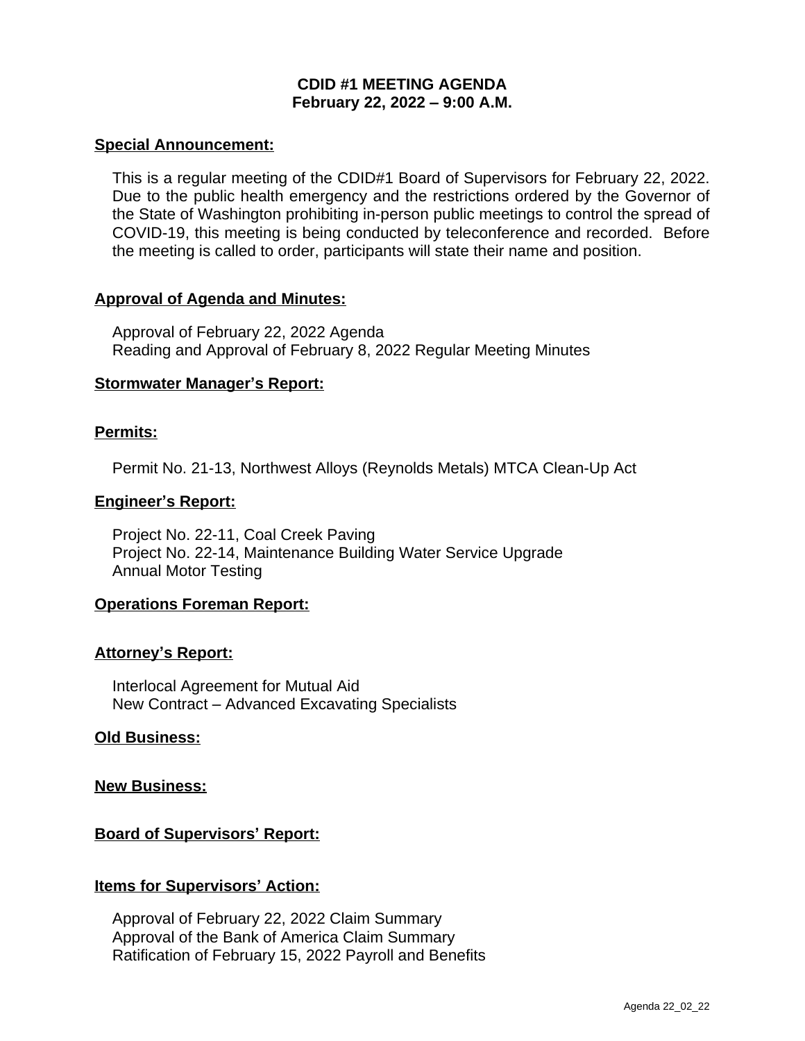# CDID #1 MEETING AGENDA
## February 22, 2022 – 9:00 A.M.

**Special Announcement:**

This is a regular meeting of the CDID#1 Board of Supervisors for February 22, 2022. Due to the public health emergency and the restrictions ordered by the Governor of the State of Washington prohibiting in-person public meetings to control the spread of COVID-19, this meeting is being conducted by teleconference and recorded. Before the meeting is called to order, participants will state their name and position.

**Approval of Agenda and Minutes:**

Approval of February 22, 2022 Agenda
Reading and Approval of February 8, 2022 Regular Meeting Minutes

**Stormwater Manager's Report:**

**Permits:**

Permit No. 21-13, Northwest Alloys (Reynolds Metals) MTCA Clean-Up Act

**Engineer's Report:**

Project No. 22-11, Coal Creek Paving
Project No. 22-14, Maintenance Building Water Service Upgrade
Annual Motor Testing

**Operations Foreman Report:**

**Attorney's Report:**

Interlocal Agreement for Mutual Aid
New Contract – Advanced Excavating Specialists

**Old Business:**

**New Business:**

**Board of Supervisors' Report:**

**Items for Supervisors' Action:**

Approval of February 22, 2022 Claim Summary
Approval of the Bank of America Claim Summary
Ratification of February 15, 2022 Payroll and Benefits

Agenda 22_02_22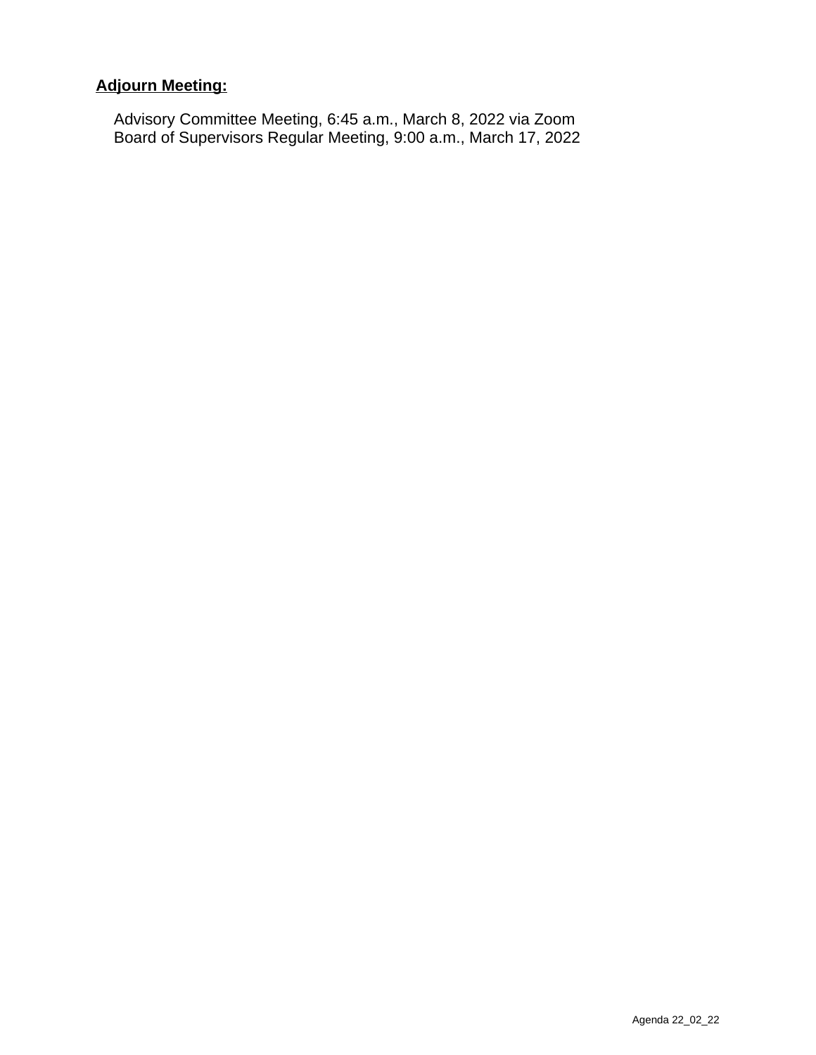**Adjourn Meeting:**

Advisory Committee Meeting, 6:45 a.m., March 8, 2022 via Zoom
Board of Supervisors Regular Meeting, 9:00 a.m., March 17, 2022